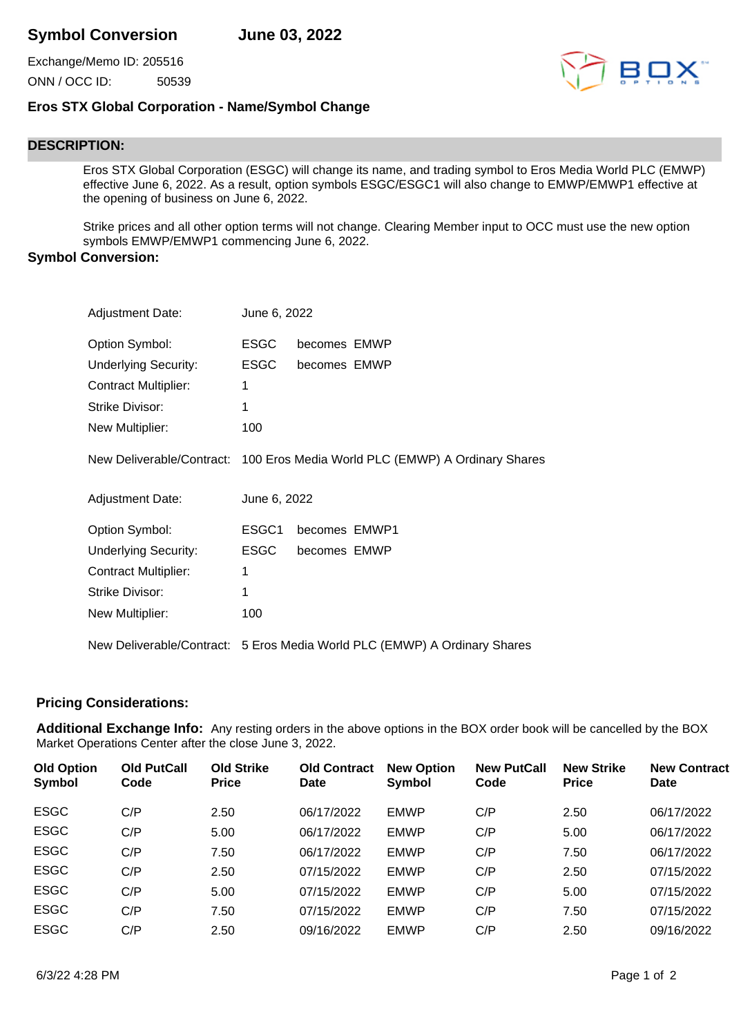# Symbol Conversion June 03, 2022

Exchange/Memo ID: 205516

ONN / OCC ID: 50539

## Eros STX Global Corporation - Name/Symbol Change

### DESCRIPTION:

Eros STX Global Corporation (ESGC) will change its name, and trading symbol to Eros Media World PLC (EMWP) effective June 6, 2022. As a result, option symbols ESGC/ESGC1 will also change to EMWP/EMWP1 effective at the opening of business on June 6, 2022.

Strike prices and all other option terms will not change. Clearing Member input to OCC must use the new option symbols EMWP/EMWP1 commencing June 6, 2022.

### Symbol Conversion:

Adjustment Date: June 6, 2022

Option Symbol: ESGC becomes EMWP

Underlying Security: ESGC becomes EMWP

Contract Multiplier: 1

Strike Divisor: 1

New Multiplier: 100

New Deliverable/Contract: 100 Eros Media World PLC (EMWP) A Ordinary Shares

Adjustment Date: June 6, 2022

Option Symbol: ESGC1 becomes EMWP1

Underlying Security: ESGC becomes EMWP

Contract Multiplier: 1

Strike Divisor: 1

New Multiplier: 100

New Deliverable/Contract: 5 Eros Media World PLC (EMWP) A Ordinary Shares

### Pricing Considerations:

**Additional Exchange Info:** Any resting orders in the above options in the BOX order book will be cancelled by the BOX Market Operations Center after the close June 3, 2022.

| Old Option Symbol | Old PutCall Code | Old Strike Price | Old Contract Date | New Option Symbol | New PutCall Code | New Strike Price | New Contract Date |
|---|---|---|---|---|---|---|---|
| ESGC | C/P | 2.50 | 06/17/2022 | EMWP | C/P | 2.50 | 06/17/2022 |
| ESGC | C/P | 5.00 | 06/17/2022 | EMWP | C/P | 5.00 | 06/17/2022 |
| ESGC | C/P | 7.50 | 06/17/2022 | EMWP | C/P | 7.50 | 06/17/2022 |
| ESGC | C/P | 2.50 | 07/15/2022 | EMWP | C/P | 2.50 | 07/15/2022 |
| ESGC | C/P | 5.00 | 07/15/2022 | EMWP | C/P | 5.00 | 07/15/2022 |
| ESGC | C/P | 7.50 | 07/15/2022 | EMWP | C/P | 7.50 | 07/15/2022 |
| ESGC | C/P | 2.50 | 09/16/2022 | EMWP | C/P | 2.50 | 09/16/2022 |

6/3/22 4:28 PM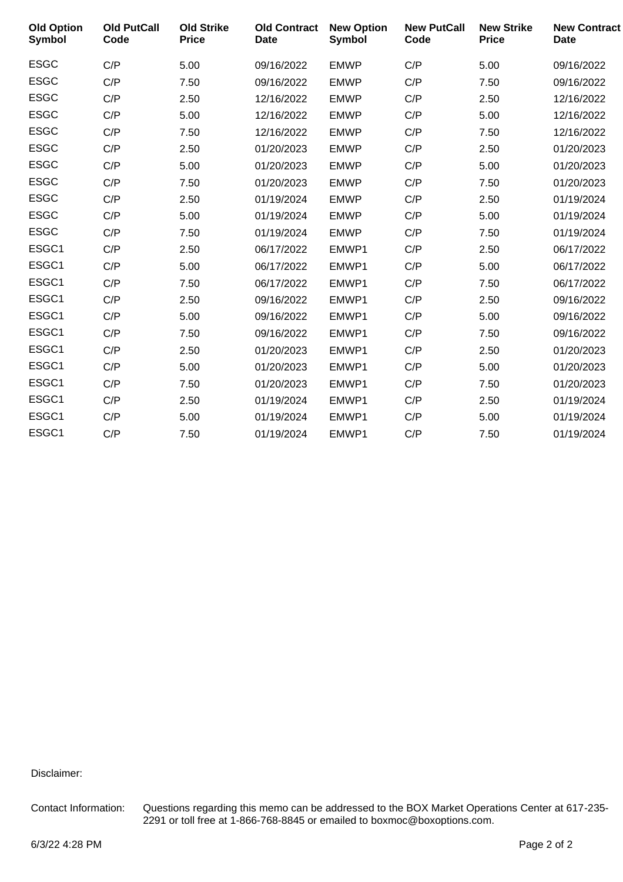| Old Option Symbol | Old PutCall Code | Old Strike Price | Old Contract Date | New Option Symbol | New PutCall Code | New Strike Price | New Contract Date |
|---|---|---|---|---|---|---|---|
| ESGC | C/P | 5.00 | 09/16/2022 | EMWP | C/P | 5.00 | 09/16/2022 |
| ESGC | C/P | 7.50 | 09/16/2022 | EMWP | C/P | 7.50 | 09/16/2022 |
| ESGC | C/P | 2.50 | 12/16/2022 | EMWP | C/P | 2.50 | 12/16/2022 |
| ESGC | C/P | 5.00 | 12/16/2022 | EMWP | C/P | 5.00 | 12/16/2022 |
| ESGC | C/P | 7.50 | 12/16/2022 | EMWP | C/P | 7.50 | 12/16/2022 |
| ESGC | C/P | 2.50 | 01/20/2023 | EMWP | C/P | 2.50 | 01/20/2023 |
| ESGC | C/P | 5.00 | 01/20/2023 | EMWP | C/P | 5.00 | 01/20/2023 |
| ESGC | C/P | 7.50 | 01/20/2023 | EMWP | C/P | 7.50 | 01/20/2023 |
| ESGC | C/P | 2.50 | 01/19/2024 | EMWP | C/P | 2.50 | 01/19/2024 |
| ESGC | C/P | 5.00 | 01/19/2024 | EMWP | C/P | 5.00 | 01/19/2024 |
| ESGC | C/P | 7.50 | 01/19/2024 | EMWP | C/P | 7.50 | 01/19/2024 |
| ESGC1 | C/P | 2.50 | 06/17/2022 | EMWP1 | C/P | 2.50 | 06/17/2022 |
| ESGC1 | C/P | 5.00 | 06/17/2022 | EMWP1 | C/P | 5.00 | 06/17/2022 |
| ESGC1 | C/P | 7.50 | 06/17/2022 | EMWP1 | C/P | 7.50 | 06/17/2022 |
| ESGC1 | C/P | 2.50 | 09/16/2022 | EMWP1 | C/P | 2.50 | 09/16/2022 |
| ESGC1 | C/P | 5.00 | 09/16/2022 | EMWP1 | C/P | 5.00 | 09/16/2022 |
| ESGC1 | C/P | 7.50 | 09/16/2022 | EMWP1 | C/P | 7.50 | 09/16/2022 |
| ESGC1 | C/P | 2.50 | 01/20/2023 | EMWP1 | C/P | 2.50 | 01/20/2023 |
| ESGC1 | C/P | 5.00 | 01/20/2023 | EMWP1 | C/P | 5.00 | 01/20/2023 |
| ESGC1 | C/P | 7.50 | 01/20/2023 | EMWP1 | C/P | 7.50 | 01/20/2023 |
| ESGC1 | C/P | 2.50 | 01/19/2024 | EMWP1 | C/P | 2.50 | 01/19/2024 |
| ESGC1 | C/P | 5.00 | 01/19/2024 | EMWP1 | C/P | 5.00 | 01/19/2024 |
| ESGC1 | C/P | 7.50 | 01/19/2024 | EMWP1 | C/P | 7.50 | 01/19/2024 |

Disclaimer:

Contact Information: Questions regarding this memo can be addressed to the BOX Market Operations Center at 617-235-2291 or toll free at 1-866-768-8845 or emailed to boxmoc@boxoptions.com.

6/3/22 4:28 PM